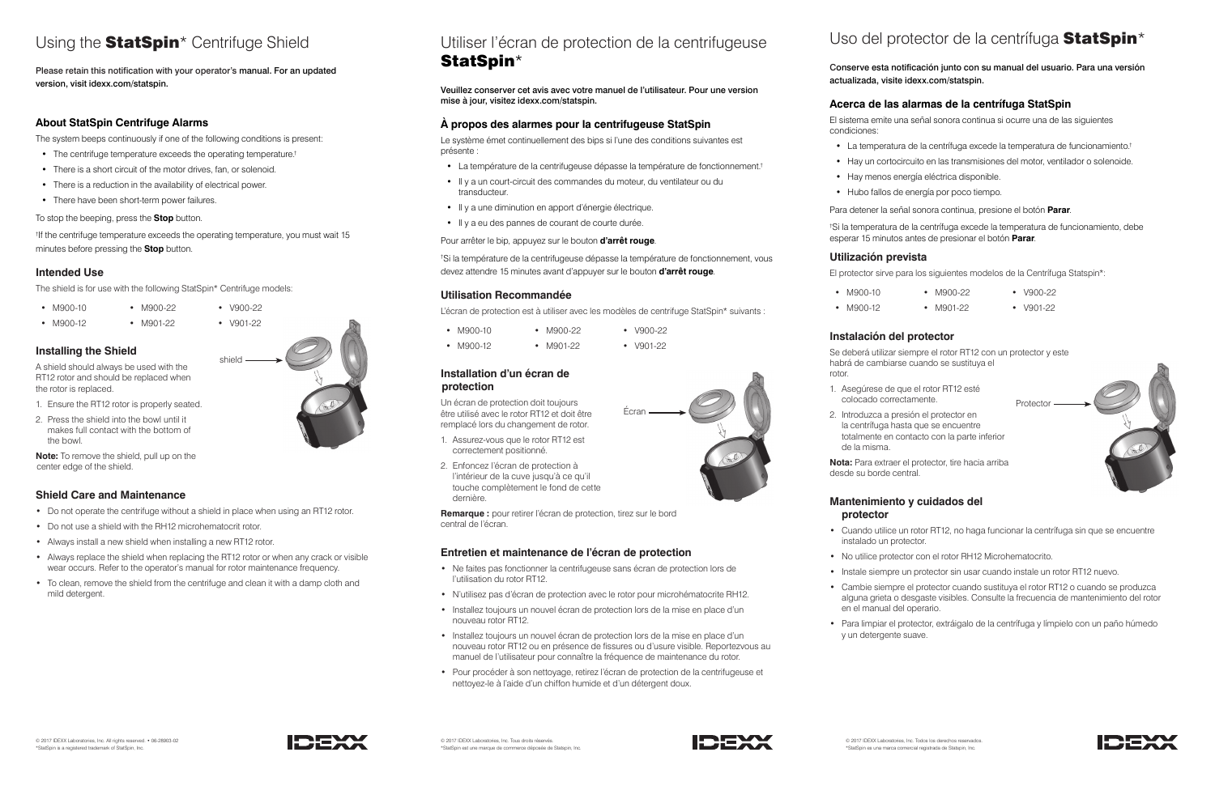# Using the **StatSpin*** Centrifuge Shield

Please retain this notification with your operator's manual. For an updated version, visit idexx.com/statspin.

## About StatSpin Centrifuge Alarms

The system beeps continuously if one of the following conditions is present:

- The centrifuge temperature exceeds the operating temperature.†
- There is a short circuit of the motor drives, fan, or solenoid.
- There is a reduction in the availability of electrical power.
- There have been short-term power failures.

To stop the beeping, press the **Stop** button.

†If the centrifuge temperature exceeds the operating temperature, you must wait 15 minutes before pressing the **Stop** button.

## Intended Use

The shield is for use with the following StatSpin* Centrifuge models:

- M900-10
- M900-12
- M900-22
- M901-22
- V900-22
- V901-22

## Installing the Shield

A shield should always be used with the RT12 rotor and should be replaced when the rotor is replaced.

1. Ensure the RT12 rotor is properly seated.
2. Press the shield into the bowl until it makes full contact with the bottom of the bowl.

shield

**Note:** To remove the shield, pull up on the center edge of the shield.

## Shield Care and Maintenance

- Do not operate the centrifuge without a shield in place when using an RT12 rotor.
- Do not use a shield with the RH12 microhematocrit rotor.
- Always install a new shield when installing a new RT12 rotor.
- Always replace the shield when replacing the RT12 rotor or when any crack or visible wear occurs. Refer to the operator's manual for rotor maintenance frequency.
- To clean, remove the shield from the centrifuge and clean it with a damp cloth and mild detergent.

© 2017 IDEXX Laboratories, Inc. All rights reserved. • 06-28903-02
*StatSpin is a registered trademark of StatSpin, Inc.

# Utiliser l'écran de protection de la centrifugeuse **StatSpin***

Veuillez conserver cet avis avec votre manuel de l'utilisateur. Pour une version mise à jour, visitez idexx.com/statspin.

## À propos des alarmes pour la centrifugeuse StatSpin

Le système émet continuellement des bips si l'une des conditions suivantes est présente :

- La température de la centrifugeuse dépasse la température de fonctionnement.†
- Il y a un court-circuit des commandes du moteur, du ventilateur ou du transducteur.
- Il y a une diminution en apport d'énergie électrique.
- Il y a eu des pannes de courant de courte durée.

Pour arrêter le bip, appuyez sur le bouton **d'arrêt rouge**.

†Si la température de la centrifugeuse dépasse la température de fonctionnement, vous devez attendre 15 minutes avant d'appuyer sur le bouton **d'arrêt rouge**.

## Utilisation Recommandée

L'écran de protection est à utiliser avec les modèles de centrifuge StatSpin* suivants :

- M900-10
- M900-12
- M900-22
- M901-22
- V900-22
- V901-22

## Installation d'un écran de protection

Un écran de protection doit toujours être utilisé avec le rotor RT12 et doit être remplacé lors du changement de rotor.

1. Assurez-vous que le rotor RT12 est correctement positionné.
2. Enfoncez l'écran de protection à l'intérieur de la cuve jusqu'à ce qu'il touche complètement le fond de cette dernière.

Écran

**Remarque :** pour retirer l'écran de protection, tirez sur le bord central de l'écran.

## Entretien et maintenance de l'écran de protection

- Ne faites pas fonctionner la centrifugeuse sans écran de protection lors de l'utilisation du rotor RT12.
- N'utilisez pas d'écran de protection avec le rotor pour microhématocrite RH12.
- Installez toujours un nouvel écran de protection lors de la mise en place d'un nouveau rotor RT12.
- Installez toujours un nouvel écran de protection lors de la mise en place d'un nouveau rotor RT12 ou en présence de fissures ou d'usure visible. Reportezvous au manuel de l'utilisateur pour connaître la fréquence de maintenance du rotor.
- Pour procéder à son nettoyage, retirez l'écran de protection de la centrifugeuse et nettoyez-le à l'aide d'un chiffon humide et d'un détergent doux.

© 2017 IDEXX Laboratories, Inc. Tous droits réservés.
*StatSpin est une marque de commerce déposée de Statspin, Inc.

# Uso del protector de la centrífuga **StatSpin***

Conserve esta notificación junto con su manual del usuario. Para una versión actualizada, visite idexx.com/statspin.

## Acerca de las alarmas de la centrífuga StatSpin

El sistema emite una señal sonora continua si ocurre una de las siguientes condiciones:

- La temperatura de la centrífuga excede la temperatura de funcionamiento.†
- Hay un cortocircuito en las transmisiones del motor, ventilador o solenoide.
- Hay menos energía eléctrica disponible.
- Hubo fallos de energía por poco tiempo.

Para detener la señal sonora continua, presione el botón **Parar**.

†Si la temperatura de la centrífuga excede la temperatura de funcionamiento, debe esperar 15 minutos antes de presionar el botón **Parar**.

## Utilización prevista

El protector sirve para los siguientes modelos de la Centrífuga Statspin*:

- M900-10
- M900-12
- M900-22
- M901-22
- V900-22
- V901-22

## Instalación del protector

Se deberá utilizar siempre el rotor RT12 con un protector y este habrá de cambiarse cuando se sustituya el rotor.

1. Asegúrese de que el rotor RT12 esté colocado correctamente.
2. Introduzca a presión el protector en la centrífuga hasta que se encuentre totalmente en contacto con la parte inferior de la misma.

Protector

**Nota:** Para extraer el protector, tire hacia arriba desde su borde central.

## Mantenimiento y cuidados del protector

- Cuando utilice un rotor RT12, no haga funcionar la centrífuga sin que se encuentre instalado un protector.
- No utilice protector con el rotor RH12 Microhematocrito.
- Instale siempre un protector sin usar cuando instale un rotor RT12 nuevo.
- Cambie siempre el protector cuando sustituya el rotor RT12 o cuando se produzca alguna grieta o desgaste visibles. Consulte la frecuencia de mantenimiento del rotor en el manual del operario.
- Para limpiar el protector, extráigalo de la centrífuga y límpielo con un paño húmedo y un detergente suave.

© 2017 IDEXX Laboratories, Inc. Todos los derechos reservados.
*StatSpin es una marca comercial registrada de Statspin, Inc.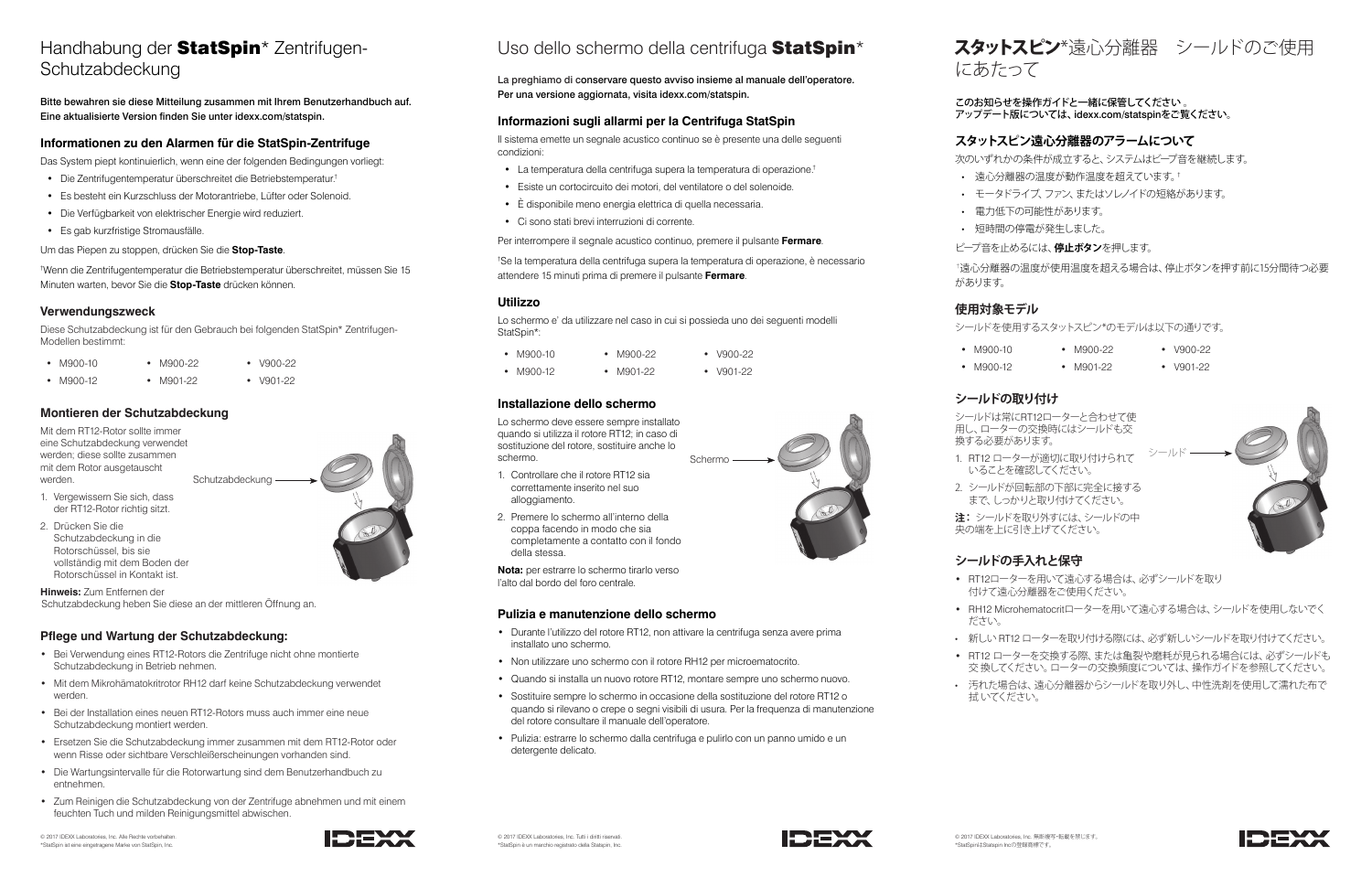# Handhabung der **StatSpin*** Zentrifugen-Schutzabdeckung

Bitte bewahren sie diese Mitteilung zusammen mit Ihrem Benutzerhandbuch auf. Eine aktualisierte Version finden Sie unter idexx.com/statspin.

### Informationen zu den Alarmen für die StatSpin-Zentrifuge

Das System piept kontinuierlich, wenn eine der folgenden Bedingungen vorliegt:

- Die Zentrifugentemperatur überschreitet die Betriebstemperatur.†
- Es besteht ein Kurzschluss der Motorantriebe, Lüfter oder Solenoid.
- Die Verfügbarkeit von elektrischer Energie wird reduziert.
- Es gab kurzfristige Stromausfälle.

Um das Piepen zu stoppen, drücken Sie die **Stop-Taste**.

†Wenn die Zentrifugentemperatur die Betriebstemperatur überschreitet, müssen Sie 15 Minuten warten, bevor Sie die **Stop-Taste** drücken können.

### Verwendungszweck

Diese Schutzabdeckung ist für den Gebrauch bei folgenden StatSpin* Zentrifugen-Modellen bestimmt:

- M900-10
- M900-12
- M900-22
- M901-22
- V900-22
- V901-22

### Montieren der Schutzabdeckung

Mit dem RT12-Rotor sollte immer eine Schutzabdeckung verwendet werden; diese sollte zusammen mit dem Rotor ausgetauscht werden.

Schutzabdeckung

1. Vergewissern Sie sich, dass der RT12-Rotor richtig sitzt.
2. Drücken Sie die Schutzabdeckung in die Rotorschüssel, bis sie vollständig mit dem Boden der Rotorschüssel in Kontakt ist.

**Hinweis:** Zum Entfernen der Schutzabdeckung heben Sie diese an der mittleren Öffnung an.

### Pflege und Wartung der Schutzabdeckung:

- Bei Verwendung eines RT12-Rotors die Zentrifuge nicht ohne montierte Schutzabdeckung in Betrieb nehmen.
- Mit dem Mikrohämatokritrotor RH12 darf keine Schutzabdeckung verwendet werden.
- Bei der Installation eines neuen RT12-Rotors muss auch immer eine neue Schutzabdeckung montiert werden.
- Ersetzen Sie die Schutzabdeckung immer zusammen mit dem RT12-Rotor oder wenn Risse oder sichtbare Verschleißerscheinungen vorhanden sind.
- Die Wartungsintervalle für die Rotorwartung sind dem Benutzerhandbuch zu entnehmen.
- Zum Reinigen die Schutzabdeckung von der Zentrifuge abnehmen und mit einem feuchten Tuch und milden Reinigungsmittel abwischen.

© 2017 IDEXX Laboratories, Inc. Alle Rechte vorbehalten.
*StatSpin ist eine eingetragene Marke von StatSpin, Inc.

IDEXX

# Uso dello schermo della centrifuga **StatSpin***

La preghiamo di conservare questo avviso insieme al manuale dell'operatore. Per una versione aggiornata, visita idexx.com/statspin.

### Informazioni sugli allarmi per la Centrifuga StatSpin

Il sistema emette un segnale acustico continuo se è presente una delle seguenti condizioni:

- La temperatura della centrifuga supera la temperatura di operazione.†
- Esiste un cortocircuito dei motori, del ventilatore o del solenoide.
- È disponibile meno energia elettrica di quella necessaria.
- Ci sono stati brevi interruzioni di corrente.

Per interrompere il segnale acustico continuo, premere il pulsante **Fermare**.

†Se la temperatura della centrifuga supera la temperatura di operazione, è necessario attendere 15 minuti prima di premere il pulsante **Fermare**.

### Utilizzo

Lo schermo e' da utilizzare nel caso in cui si possieda uno dei seguenti modelli StatSpin*:

- M900-10
- M900-12
- M900-22
- M901-22
- V900-22
- V901-22

### Installazione dello schermo

Lo schermo deve essere sempre installato quando si utilizza il rotore RT12; in caso di sostituzione del rotore, sostituire anche lo schermo.

Schermo

1. Controllare che il rotore RT12 sia correttamente inserito nel suo alloggiamento.
2. Premere lo schermo all'interno della coppa facendo in modo che sia completamente a contatto con il fondo della stessa.

**Nota:** per estrarre lo schermo tirarlo verso l'alto dal bordo del foro centrale.

### Pulizia e manutenzione dello schermo

- Durante l'utilizzo del rotore RT12, non attivare la centrifuga senza avere prima installato uno schermo.
- Non utilizzare uno schermo con il rotore RH12 per microematocrito.
- Quando si installa un nuovo rotore RT12, montare sempre uno schermo nuovo.
- Sostituire sempre lo schermo in occasione della sostituzione del rotore RT12 o quando si rilevano o crepe o segni visibili di usura. Per la frequenza di manutenzione del rotore consultare il manuale dell'operatore.
- Pulizia: estrarre lo schermo dalla centrifuga e pulirlo con un panno umido e un detergente delicato.

© 2017 IDEXX Laboratories, Inc. Tutti i diritti riservati.
*StatSpin è un marchio registrato della Statspin, Inc.

IDEXX

# **スタットスピン***遠心分離器 シールドのご使用にあたって

このお知らせを操作ガイドと一緒に保管してください 。
アップデート版については、idexx.com/statspinをご覧ください。

### スタットスピン遠心分離器のアラームについて

次のいずれかの条件が成立すると、システムはビープ音を継続します。

- 遠心分離器の温度が動作温度を超えています。†
- モータドライブ、ファン、またはソレノイドの短絡があります。
- 電力低下の可能性があります。
- 短時間の停電が発生しました。

ビープ音を止めるには、**停止ボタン**を押します。

†遠心分離器の温度が使用温度を超える場合は、停止ボタンを押す前に15分間待つ必要があります。

### 使用対象モデル

シールドを使用するスタットスピン*のモデルは以下の通りです。

- M900-10
- M900-12
- M900-22
- M901-22
- V900-22
- V901-22

### シールドの取り付け

シールドは常にRT12ローターと合わせて使用し、ローターの交換時にはシールドも交換する必要があります。

シールド

1. RT12 ローターが適切に取り付けられていることを確認してください。
2. シールドが回転部の下部に完全に接するまで、しっかりと取り付けてください。

**注：** シールドを取り外すには、シールドの中央の端を上に引き上げてください。

### シールドの手入れと保守

- RT12ローターを用いて遠心する場合は、必ずシールドを取り付けて遠心分離器をご使用ください。
- RH12 Microhematocritローターを用いて遠心する場合は、シールドを使用しないでください。
- 新しい RT12 ローターを取り付ける際には、必ず新しいシールドを取り付けてください。
- RT12 ローターを交換する際、または亀裂や磨耗が見られる場合には、必ずシールドも交換してください。ローターの交換頻度については、操作ガイドを参照してください。
- 汚れた場合は、遠心分離器からシールドを取り外し、中性洗剤を使用して濡れた布で拭いてください。

© 2017 IDEXX Laboratories, Inc. 無断複写・転載を禁じます。
*StatSpinはStatspin Incの登録商標です。

IDEXX